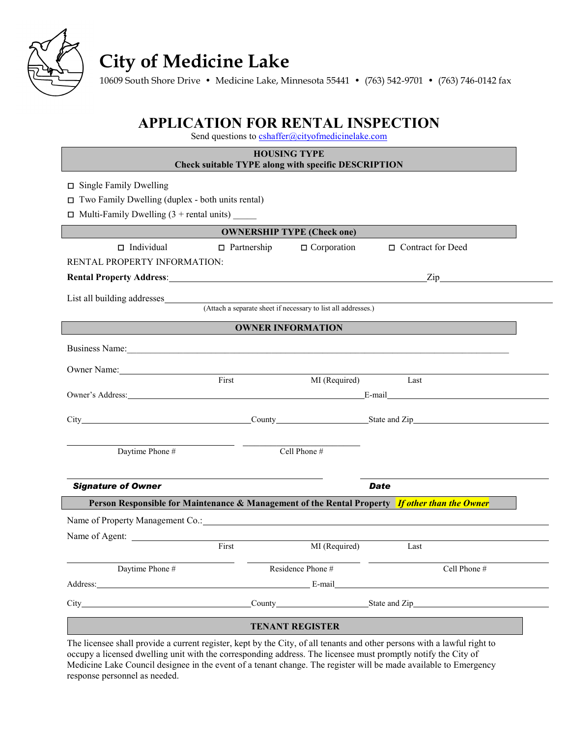# City of Medicine Lake

10609 South Shore Drive • Medicine Lake, Minnesota 55441 • (763) 542-9701 • (763) 746-0142 fax

## APPLICATION FOR RENTAL INSPECTION

Send questions to cshaffer@cityofmedicinelake.com

### HOUSING TYPE
**Check suitable TYPE along with specific DESCRIPTION**

- ☐ Single Family Dwelling
- ☐ Two Family Dwelling (duplex - both units rental)
- ☐ Multi-Family Dwelling (3 + rental units) _____

### OWNERSHIP TYPE (Check one)

☐ Individual ☐ Partnership ☐ Corporation ☐ Contract for Deed

RENTAL PROPERTY INFORMATION:

**Rental Property Address**:________________________________________ Zip____________

List all building addresses________________________________________
(Attach a separate sheet if necessary to list all addresses.)

### OWNER INFORMATION

Business Name:________________________________________

Owner Name:________________________________________
First MI (Required) Last

Owner's Address:______________________________ E-mail______________________

City______________________ County______________ State and Zip______________

______________________ ______________________
Daytime Phone # Cell Phone #

______________________________ ______________________
***Signature of Owner*** ***Date***

### Person Responsible for Maintenance & Management of the Rental Property *If other than the Owner*

Name of Property Management Co.:________________________________________

Name of Agent: ________________________________________
First MI (Required) Last

______________________ ______________________ ______________________
Daytime Phone # Residence Phone # Cell Phone #

Address:______________________________ E-mail______________________

City______________________ County______________ State and Zip______________

### TENANT REGISTER

The licensee shall provide a current register, kept by the City, of all tenants and other persons with a lawful right to occupy a licensed dwelling unit with the corresponding address. The licensee must promptly notify the City of Medicine Lake Council designee in the event of a tenant change. The register will be made available to Emergency response personnel as needed.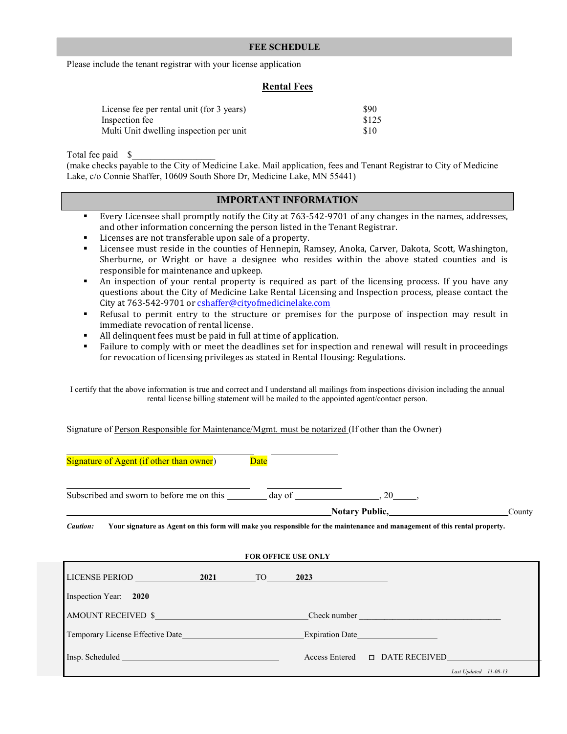## FEE SCHEDULE

Please include the tenant registrar with your license application

### Rental Fees

| | |
|---|---|
| License fee per rental unit (for 3 years) | $90 |
| Inspection fee | $125 |
| Multi Unit dwelling inspection per unit | $10 |

Total fee paid $__________________

(make checks payable to the City of Medicine Lake. Mail application, fees and Tenant Registrar to City of Medicine Lake, c/o Connie Shaffer, 10609 South Shore Dr, Medicine Lake, MN 55441)

## IMPORTANT INFORMATION

- Every Licensee shall promptly notify the City at 763-542-9701 of any changes in the names, addresses, and other information concerning the person listed in the Tenant Registrar.
- Licenses are not transferable upon sale of a property.
- Licensee must reside in the counties of Hennepin, Ramsey, Anoka, Carver, Dakota, Scott, Washington, Sherburne, or Wright or have a designee who resides within the above stated counties and is responsible for maintenance and upkeep.
- An inspection of your rental property is required as part of the licensing process. If you have any questions about the City of Medicine Lake Rental Licensing and Inspection process, please contact the City at 763-542-9701 or cshaffer@cityofmedicinelake.com
- Refusal to permit entry to the structure or premises for the purpose of inspection may result in immediate revocation of rental license.
- All delinquent fees must be paid in full at time of application.
- Failure to comply with or meet the deadlines set for inspection and renewal will result in proceedings for revocation of licensing privileges as stated in Rental Housing: Regulations.

I certify that the above information is true and correct and I understand all mailings from inspections division including the annual rental license billing statement will be mailed to the appointed agent/contact person.

Signature of Person Responsible for Maintenance/Mgmt. must be notarized (If other than the Owner)

_______________________________________ _______________

Signature of Agent (if other than owner) Date

_______________________________________ _______________

Subscribed and sworn to before me on this _________ day of __________________, 20_____,

______________________________________________ **Notary Public,** __________________________ County

***Caution:*** **Your signature as Agent on this form will make you responsible for the maintenance and management of this rental property.**

**FOR OFFICE USE ONLY**

LICENSE PERIOD **2021** TO **2023**

Inspection Year: **2020**

AMOUNT RECEIVED $______________________________ Check number ______________________________

Temporary License Effective Date ______________________________ Expiration Date ____________________

Insp. Scheduled ______________________________ Access Entered ☐ DATE RECEIVED ____________________

*Last Updated 11-08-13*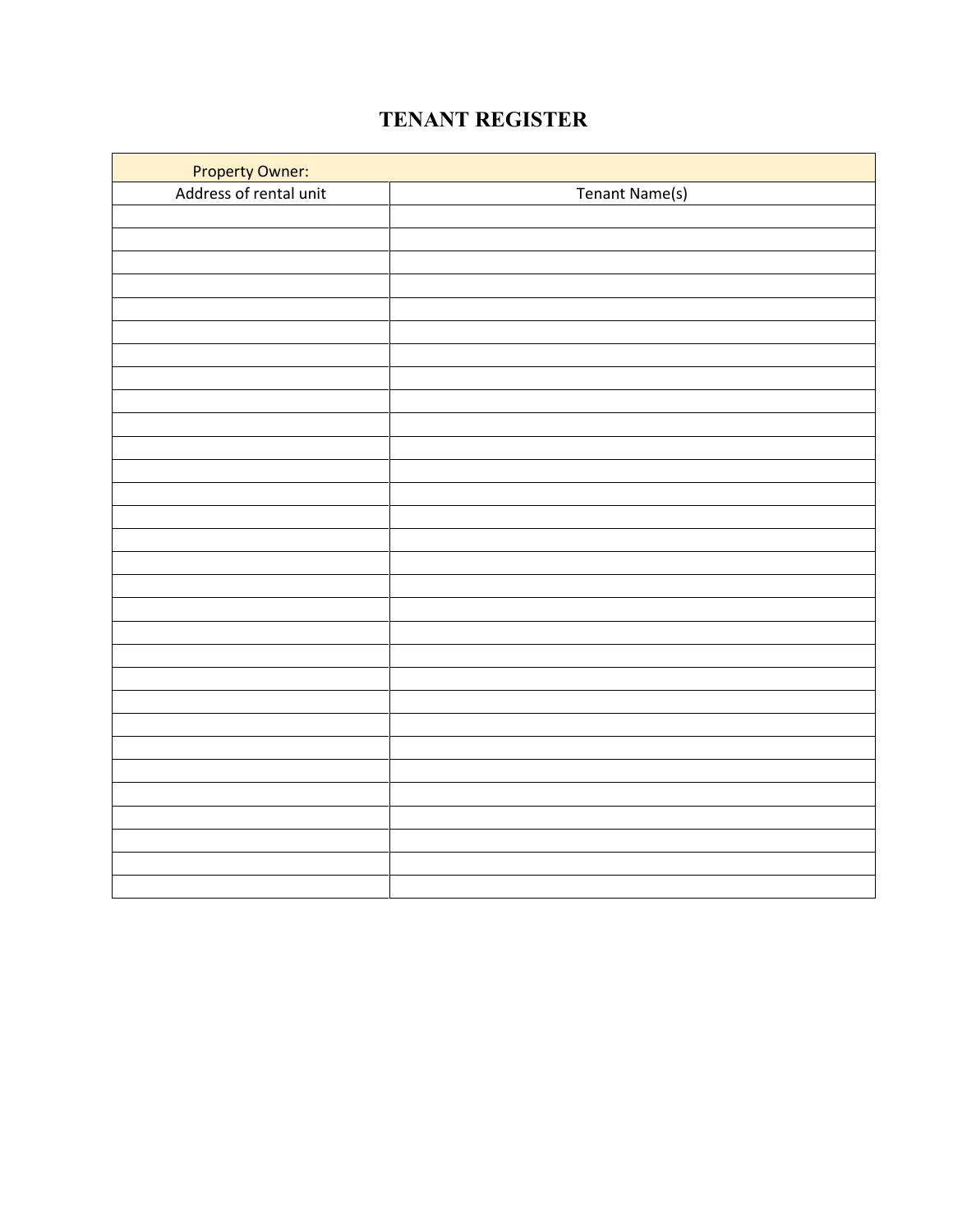# TENANT REGISTER

| Property Owner: | |
|---|---|
| Address of rental unit | Tenant Name(s) |
| | |
| | |
| | |
| | |
| | |
| | |
| | |
| | |
| | |
| | |
| | |
| | |
| | |
| | |
| | |
| | |
| | |
| | |
| | |
| | |
| | |
| | |
| | |
| | |
| | |
| | |
| | |
| | |
| | |
| | |